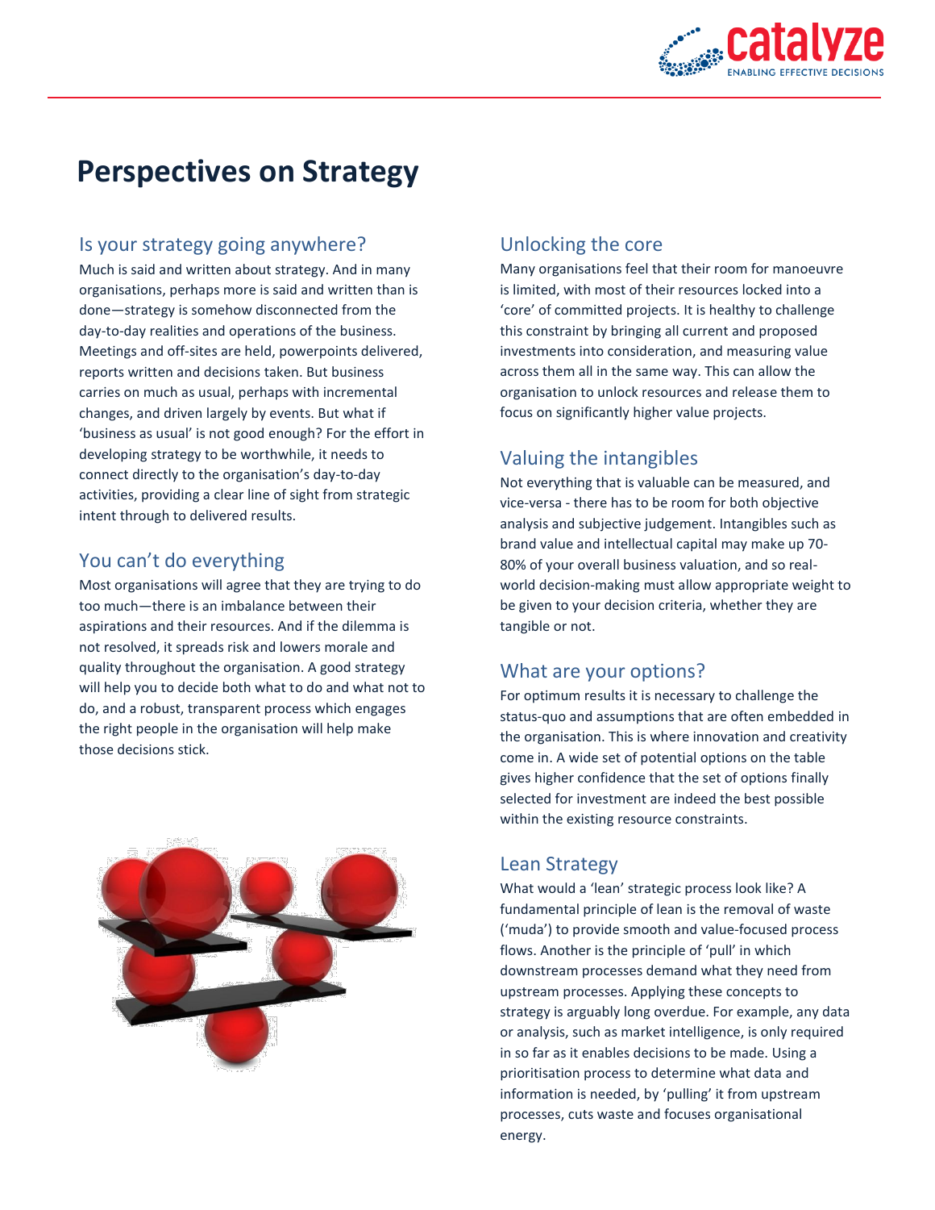# Perspectives on Strategy

## Is your strategy going anywhere?

Much is said and written about strategy. And in many organisations, perhaps more is said and written than is done—strategy is somehow disconnected from the day-to-day realities and operations of the business. Meetings and off-sites are held, powerpoints delivered, reports written and decisions taken. But business carries on much as usual, perhaps with incremental changes, and driven largely by events. But what if 'business as usual' is not good enough? For the effort in developing strategy to be worthwhile, it needs to connect directly to the organisation's day-to-day activities, providing a clear line of sight from strategic intent through to delivered results.

## You can't do everything

Most organisations will agree that they are trying to do too much—there is an imbalance between their aspirations and their resources. And if the dilemma is not resolved, it spreads risk and lowers morale and quality throughout the organisation. A good strategy will help you to decide both what to do and what not to do, and a robust, transparent process which engages the right people in the organisation will help make those decisions stick.

## Unlocking the core

Many organisations feel that their room for manoeuvre is limited, with most of their resources locked into a 'core' of committed projects. It is healthy to challenge this constraint by bringing all current and proposed investments into consideration, and measuring value across them all in the same way. This can allow the organisation to unlock resources and release them to focus on significantly higher value projects.

## Valuing the intangibles

Not everything that is valuable can be measured, and vice-versa - there has to be room for both objective analysis and subjective judgement. Intangibles such as brand value and intellectual capital may make up 70-80% of your overall business valuation, and so real-world decision-making must allow appropriate weight to be given to your decision criteria, whether they are tangible or not.

## What are your options?

For optimum results it is necessary to challenge the status-quo and assumptions that are often embedded in the organisation. This is where innovation and creativity come in. A wide set of potential options on the table gives higher confidence that the set of options finally selected for investment are indeed the best possible within the existing resource constraints.

## Lean Strategy

What would a 'lean' strategic process look like? A fundamental principle of lean is the removal of waste ('muda') to provide smooth and value-focused process flows. Another is the principle of 'pull' in which downstream processes demand what they need from upstream processes. Applying these concepts to strategy is arguably long overdue. For example, any data or analysis, such as market intelligence, is only required in so far as it enables decisions to be made. Using a prioritisation process to determine what data and information is needed, by 'pulling' it from upstream processes, cuts waste and focuses organisational energy.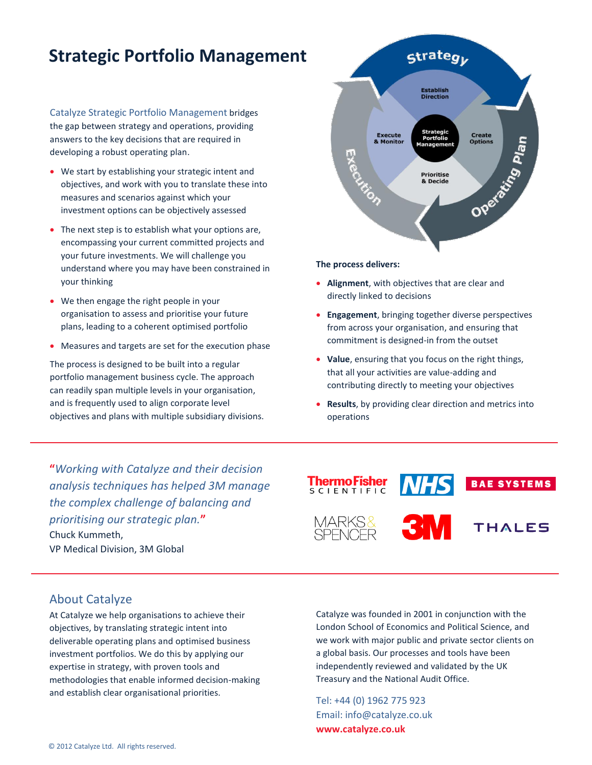# Strategic Portfolio Management

Catalyze Strategic Portfolio Management bridges the gap between strategy and operations, providing answers to the key decisions that are required in developing a robust operating plan.

- We start by establishing your strategic intent and objectives, and work with you to translate these into measures and scenarios against which your investment options can be objectively assessed
- The next step is to establish what your options are, encompassing your current committed projects and your future investments. We will challenge you understand where you may have been constrained in your thinking
- We then engage the right people in your organisation to assess and prioritise your future plans, leading to a coherent optimised portfolio
- Measures and targets are set for the execution phase

The process is designed to be built into a regular portfolio management business cycle. The approach can readily span multiple levels in your organisation, and is frequently used to align corporate level objectives and plans with multiple subsidiary divisions.

Strategy
Establish Direction
Create Options
Strategic Portfolio Management
Execute & Monitor
Prioritise & Decide
Execution
Operating Plan

**The process delivers:**

- **Alignment**, with objectives that are clear and directly linked to decisions
- **Engagement**, bringing together diverse perspectives from across your organisation, and ensuring that commitment is designed-in from the outset
- **Value**, ensuring that you focus on the right things, that all your activities are value-adding and contributing directly to meeting your objectives
- **Results**, by providing clear direction and metrics into operations

*"Working with Catalyze and their decision analysis techniques has helped 3M manage the complex challenge of balancing and prioritising our strategic plan."*
Chuck Kummeth,
VP Medical Division, 3M Global

ThermoFisher SCIENTIFIC
NHS
BAE SYSTEMS
MARKS & SPENCER
3M
THALES

## About Catalyze

At Catalyze we help organisations to achieve their objectives, by translating strategic intent into deliverable operating plans and optimised business investment portfolios. We do this by applying our expertise in strategy, with proven tools and methodologies that enable informed decision-making and establish clear organisational priorities.

Catalyze was founded in 2001 in conjunction with the London School of Economics and Political Science, and we work with major public and private sector clients on a global basis. Our processes and tools have been independently reviewed and validated by the UK Treasury and the National Audit Office.

Tel: +44 (0) 1962 775 923
Email: info@catalyze.co.uk
**www.catalyze.co.uk**

© 2012 Catalyze Ltd. All rights reserved.